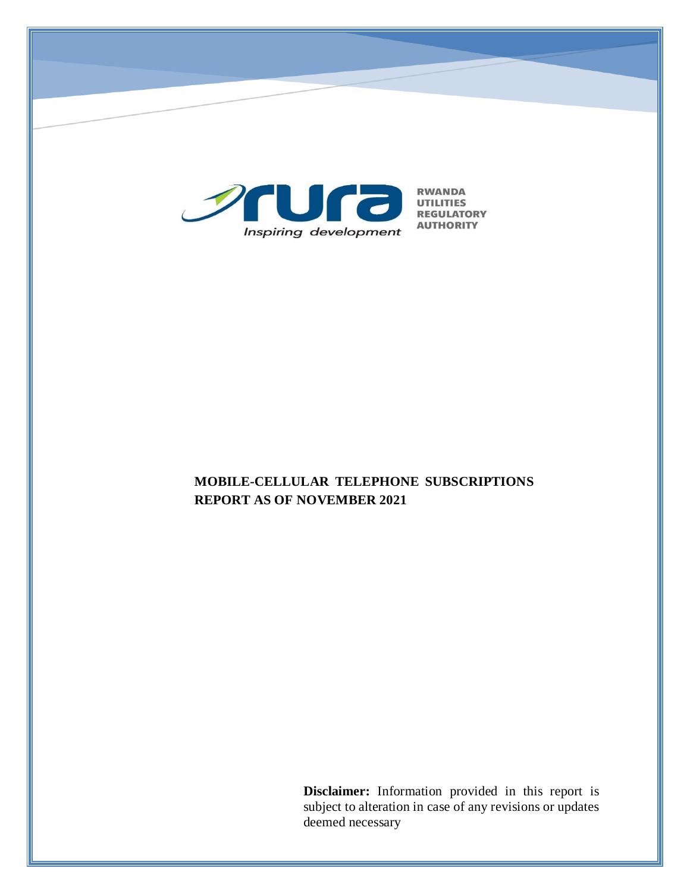RWANDA UTILITIES REGULATORY AUTHORITY

*Inspiring development*

# MOBILE-CELLULAR TELEPHONE SUBSCRIPTIONS REPORT AS OF NOVEMBER 2021

**Disclaimer:** Information provided in this report is subject to alteration in case of any revisions or updates deemed necessary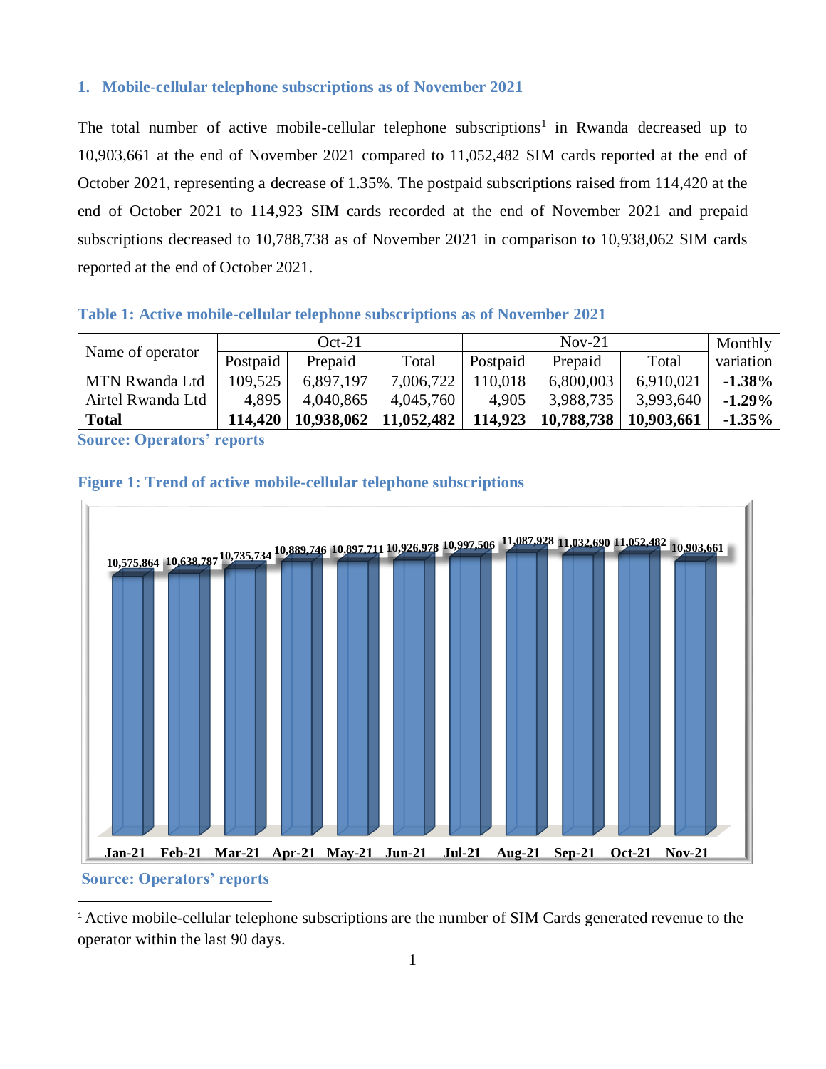## 1. Mobile-cellular telephone subscriptions as of November 2021

The total number of active mobile-cellular telephone subscriptions[1] in Rwanda decreased up to 10,903,661 at the end of November 2021 compared to 11,052,482 SIM cards reported at the end of October 2021, representing a decrease of 1.35%. The postpaid subscriptions raised from 114,420 at the end of October 2021 to 114,923 SIM cards recorded at the end of November 2021 and prepaid subscriptions decreased to 10,788,738 as of November 2021 in comparison to 10,938,062 SIM cards reported at the end of October 2021.

**Table 1: Active mobile-cellular telephone subscriptions as of November 2021**

| Name of operator | Oct-21 | | | Nov-21 | | | Monthly variation |
|---|---|---|---|---|---|---|---|
| | Postpaid | Prepaid | Total | Postpaid | Prepaid | Total | |
| MTN Rwanda Ltd | 109,525 | 6,897,197 | 7,006,722 | 110,018 | 6,800,003 | 6,910,021 | **-1.38%** |
| Airtel Rwanda Ltd | 4,895 | 4,040,865 | 4,045,760 | 4,905 | 3,988,735 | 3,993,640 | **-1.29%** |
| **Total** | **114,420** | **10,938,062** | **11,052,482** | **114,923** | **10,788,738** | **10,903,661** | **-1.35%** |

**Source: Operators' reports**

**Figure 1: Trend of active mobile-cellular telephone subscriptions**

| Month | Subscriptions |
|---|---|
| Jan-21 | 10,575,864 |
| Feb-21 | 10,638,787 |
| Mar-21 | 10,735,734 |
| Apr-21 | 10,889,746 |
| May-21 | 10,897,711 |
| Jun-21 | 10,926,978 |
| Jul-21 | 10,997,506 |
| Aug-21 | 11,087,928 |
| Sep-21 | 11,032,690 |
| Oct-21 | 11,052,482 |
| Nov-21 | 10,903,661 |

**Source: Operators' reports**

[1] Active mobile-cellular telephone subscriptions are the number of SIM Cards generated revenue to the operator within the last 90 days.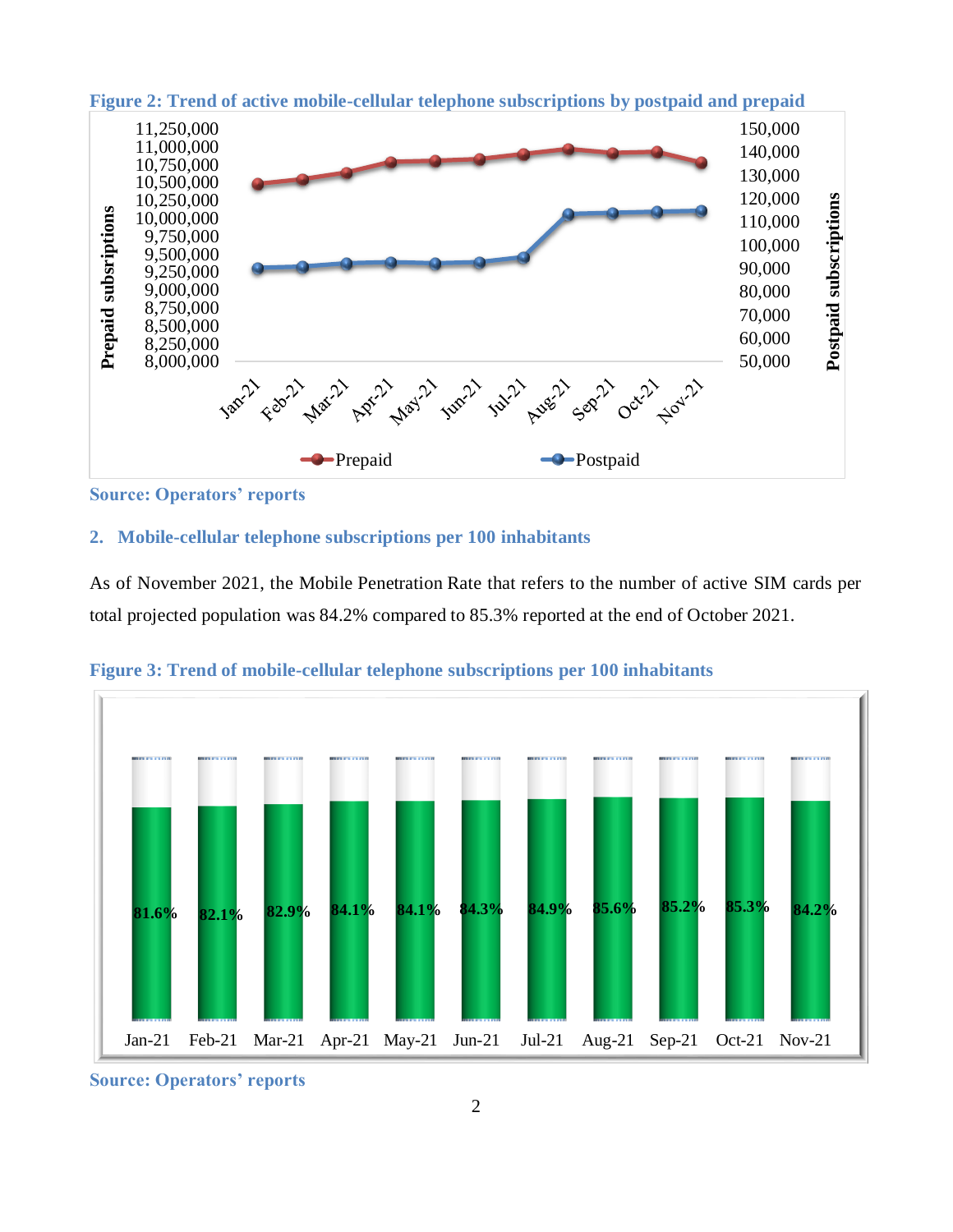**Figure 2: Trend of active mobile-cellular telephone subscriptions by postpaid and prepaid**

**Source: Operators' reports**

## 2. Mobile-cellular telephone subscriptions per 100 inhabitants

As of November 2021, the Mobile Penetration Rate that refers to the number of active SIM cards per total projected population was 84.2% compared to 85.3% reported at the end of October 2021.

**Figure 3: Trend of mobile-cellular telephone subscriptions per 100 inhabitants**

**Source: Operators' reports**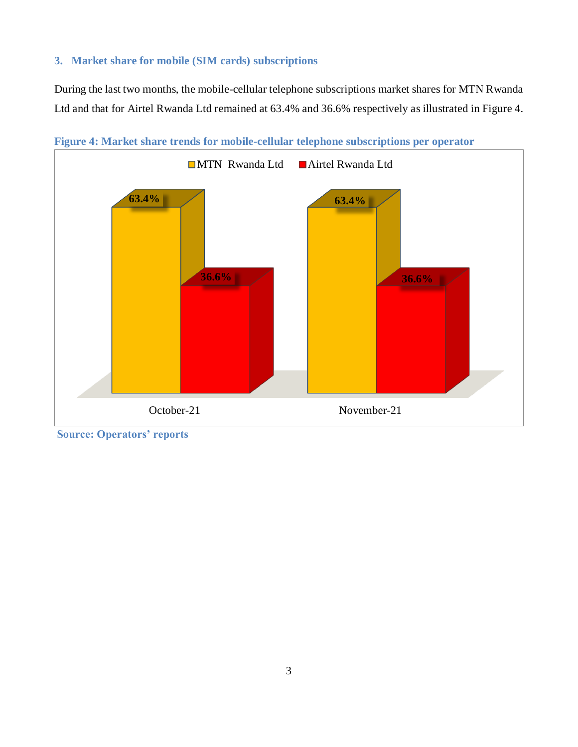### 3. Market share for mobile (SIM cards) subscriptions

During the last two months, the mobile-cellular telephone subscriptions market shares for MTN Rwanda Ltd and that for Airtel Rwanda Ltd remained at 63.4% and 36.6% respectively as illustrated in Figure 4.

**Figure 4: Market share trends for mobile-cellular telephone subscriptions per operator**

MTN Rwanda Ltd
Airtel Rwanda Ltd

63.4%
36.6%
October-21

63.4%
36.6%
November-21

**Source: Operators' reports**